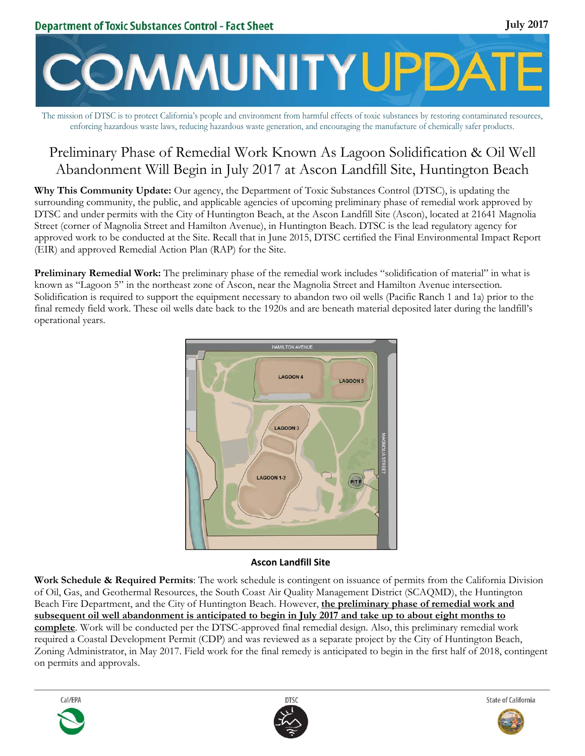Department of Toxic Substances Control - Fact Sheet

July 2017

# COMMUNITY UPDATE

The mission of DTSC is to protect California's people and environment from harmful effects of toxic substances by restoring contaminated resources, enforcing hazardous waste laws, reducing hazardous waste generation, and encouraging the manufacture of chemically safer products.

## Preliminary Phase of Remedial Work Known As Lagoon Solidification & Oil Well Abandonment Will Begin in July 2017 at Ascon Landfill Site, Huntington Beach

**Why This Community Update:** Our agency, the Department of Toxic Substances Control (DTSC), is updating the surrounding community, the public, and applicable agencies of upcoming preliminary phase of remedial work approved by DTSC and under permits with the City of Huntington Beach, at the Ascon Landfill Site (Ascon), located at 21641 Magnolia Street (corner of Magnolia Street and Hamilton Avenue), in Huntington Beach. DTSC is the lead regulatory agency for approved work to be conducted at the Site. Recall that in June 2015, DTSC certified the Final Environmental Impact Report (EIR) and approved Remedial Action Plan (RAP) for the Site.

**Preliminary Remedial Work:** The preliminary phase of the remedial work includes "solidification of material" in what is known as "Lagoon 5" in the northeast zone of Ascon, near the Magnolia Street and Hamilton Avenue intersection. Solidification is required to support the equipment necessary to abandon two oil wells (Pacific Ranch 1 and 1a) prior to the final remedy field work. These oil wells date back to the 1920s and are beneath material deposited later during the landfill's operational years.

HAMILTON AVENUE
LAGOON 4
LAGOON 5
LAGOON 3
LAGOON 1-2
PIT F
MAGNOLIA STREET

**Ascon Landfill Site**

**Work Schedule & Required Permits**: The work schedule is contingent on issuance of permits from the California Division of Oil, Gas, and Geothermal Resources, the South Coast Air Quality Management District (SCAQMD), the Huntington Beach Fire Department, and the City of Huntington Beach. However, **the preliminary phase of remedial work and subsequent oil well abandonment is anticipated to begin in July 2017 and take up to about eight months to complete**. Work will be conducted per the DTSC-approved final remedial design. Also, this preliminary remedial work required a Coastal Development Permit (CDP) and was reviewed as a separate project by the City of Huntington Beach, Zoning Administrator, in May 2017. Field work for the final remedy is anticipated to begin in the first half of 2018, contingent on permits and approvals.

Cal/EPA DTSC State of California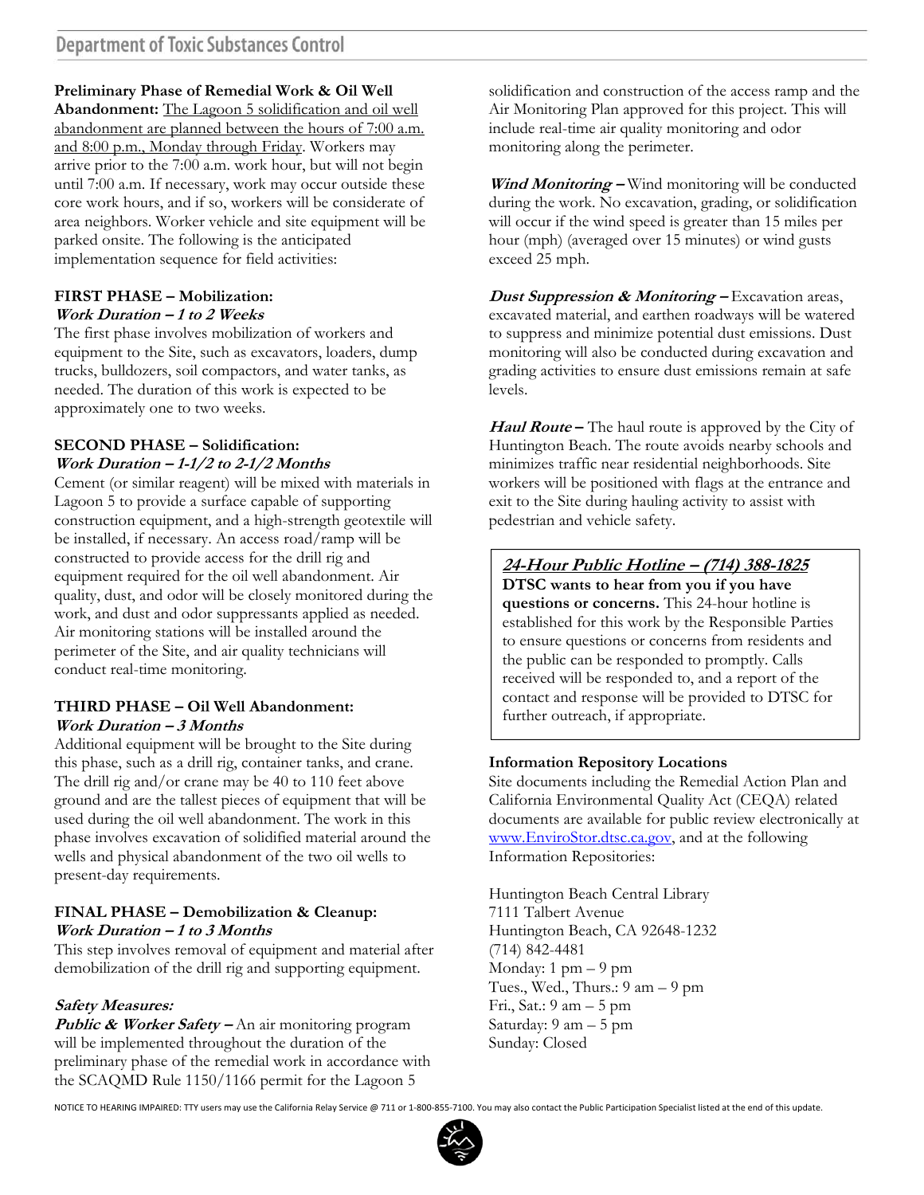**Preliminary Phase of Remedial Work & Oil Well Abandonment:** The Lagoon 5 solidification and oil well abandonment are planned between the hours of 7:00 a.m. and 8:00 p.m., Monday through Friday. Workers may arrive prior to the 7:00 a.m. work hour, but will not begin until 7:00 a.m. If necessary, work may occur outside these core work hours, and if so, workers will be considerate of area neighbors. Worker vehicle and site equipment will be parked onsite. The following is the anticipated implementation sequence for field activities:

**FIRST PHASE – Mobilization:**
***Work Duration – 1 to 2 Weeks***
The first phase involves mobilization of workers and equipment to the Site, such as excavators, loaders, dump trucks, bulldozers, soil compactors, and water tanks, as needed. The duration of this work is expected to be approximately one to two weeks.

**SECOND PHASE – Solidification:**
***Work Duration – 1-1/2 to 2-1/2 Months***
Cement (or similar reagent) will be mixed with materials in Lagoon 5 to provide a surface capable of supporting construction equipment, and a high-strength geotextile will be installed, if necessary. An access road/ramp will be constructed to provide access for the drill rig and equipment required for the oil well abandonment. Air quality, dust, and odor will be closely monitored during the work, and dust and odor suppressants applied as needed. Air monitoring stations will be installed around the perimeter of the Site, and air quality technicians will conduct real-time monitoring.

**THIRD PHASE – Oil Well Abandonment:**
***Work Duration – 3 Months***
Additional equipment will be brought to the Site during this phase, such as a drill rig, container tanks, and crane. The drill rig and/or crane may be 40 to 110 feet above ground and are the tallest pieces of equipment that will be used during the oil well abandonment. The work in this phase involves excavation of solidified material around the wells and physical abandonment of the two oil wells to present-day requirements.

**FINAL PHASE – Demobilization & Cleanup:**
***Work Duration – 1 to 3 Months***
This step involves removal of equipment and material after demobilization of the drill rig and supporting equipment.

***Safety Measures:***

***Public & Worker Safety –*** An air monitoring program will be implemented throughout the duration of the preliminary phase of the remedial work in accordance with the SCAQMD Rule 1150/1166 permit for the Lagoon 5 solidification and construction of the access ramp and the Air Monitoring Plan approved for this project. This will include real-time air quality monitoring and odor monitoring along the perimeter.

***Wind Monitoring –*** Wind monitoring will be conducted during the work. No excavation, grading, or solidification will occur if the wind speed is greater than 15 miles per hour (mph) (averaged over 15 minutes) or wind gusts exceed 25 mph.

***Dust Suppression & Monitoring –*** Excavation areas, excavated material, and earthen roadways will be watered to suppress and minimize potential dust emissions. Dust monitoring will also be conducted during excavation and grading activities to ensure dust emissions remain at safe levels.

***Haul Route –*** The haul route is approved by the City of Huntington Beach. The route avoids nearby schools and minimizes traffic near residential neighborhoods. Site workers will be positioned with flags at the entrance and exit to the Site during hauling activity to assist with pedestrian and vehicle safety.

***24-Hour Public Hotline – (714) 388-1825***

**DTSC wants to hear from you if you have questions or concerns.** This 24-hour hotline is established for this work by the Responsible Parties to ensure questions or concerns from residents and the public can be responded to promptly. Calls received will be responded to, and a report of the contact and response will be provided to DTSC for further outreach, if appropriate.

**Information Repository Locations**
Site documents including the Remedial Action Plan and California Environmental Quality Act (CEQA) related documents are available for public review electronically at www.EnviroStor.dtsc.ca.gov, and at the following Information Repositories:

Huntington Beach Central Library
7111 Talbert Avenue
Huntington Beach, CA 92648-1232
(714) 842-4481
Monday: 1 pm – 9 pm
Tues., Wed., Thurs.: 9 am – 9 pm
Fri., Sat.: 9 am – 5 pm
Saturday: 9 am – 5 pm
Sunday: Closed

NOTICE TO HEARING IMPAIRED: TTY users may use the California Relay Service @ 711 or 1-800-855-7100. You may also contact the Public Participation Specialist listed at the end of this update.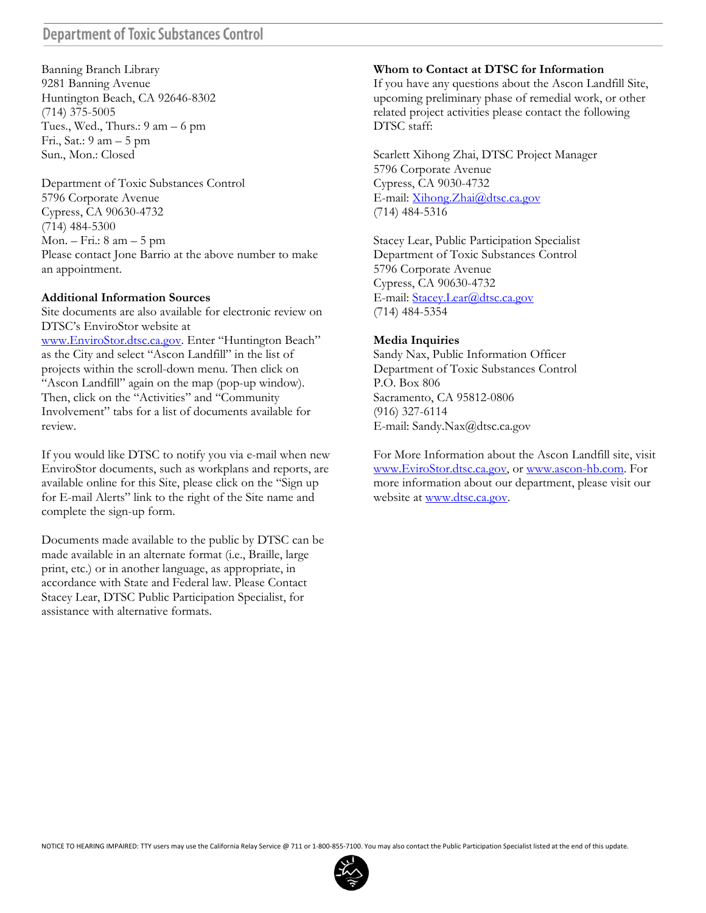Banning Branch Library
9281 Banning Avenue
Huntington Beach, CA 92646-8302
(714) 375-5005
Tues., Wed., Thurs.: 9 am – 6 pm
Fri., Sat.: 9 am – 5 pm
Sun., Mon.: Closed

Department of Toxic Substances Control
5796 Corporate Avenue
Cypress, CA 90630-4732
(714) 484-5300
Mon. – Fri.: 8 am – 5 pm
Please contact Jone Barrio at the above number to make an appointment.

**Additional Information Sources**

Site documents are also available for electronic review on DTSC's EnviroStor website at www.EnviroStor.dtsc.ca.gov. Enter "Huntington Beach" as the City and select "Ascon Landfill" in the list of projects within the scroll-down menu. Then click on "Ascon Landfill" again on the map (pop-up window). Then, click on the "Activities" and "Community Involvement" tabs for a list of documents available for review.

If you would like DTSC to notify you via e-mail when new EnviroStor documents, such as workplans and reports, are available online for this Site, please click on the "Sign up for E-mail Alerts" link to the right of the Site name and complete the sign-up form.

Documents made available to the public by DTSC can be made available in an alternate format (i.e., Braille, large print, etc.) or in another language, as appropriate, in accordance with State and Federal law. Please Contact Stacey Lear, DTSC Public Participation Specialist, for assistance with alternative formats.

**Whom to Contact at DTSC for Information**

If you have any questions about the Ascon Landfill Site, upcoming preliminary phase of remedial work, or other related project activities please contact the following DTSC staff:

Scarlett Xihong Zhai, DTSC Project Manager
5796 Corporate Avenue
Cypress, CA 9030-4732
E-mail: Xihong.Zhai@dtsc.ca.gov
(714) 484-5316

Stacey Lear, Public Participation Specialist
Department of Toxic Substances Control
5796 Corporate Avenue
Cypress, CA 90630-4732
E-mail: Stacey.Lear@dtsc.ca.gov
(714) 484-5354

**Media Inquiries**

Sandy Nax, Public Information Officer
Department of Toxic Substances Control
P.O. Box 806
Sacramento, CA 95812-0806
(916) 327-6114
E-mail: Sandy.Nax@dtsc.ca.gov

For More Information about the Ascon Landfill site, visit www.EviroStor.dtsc.ca.gov, or www.ascon-hb.com. For more information about our department, please visit our website at www.dtsc.ca.gov.

NOTICE TO HEARING IMPAIRED: TTY users may use the California Relay Service @ 711 or 1-800-855-7100. You may also contact the Public Participation Specialist listed at the end of this update.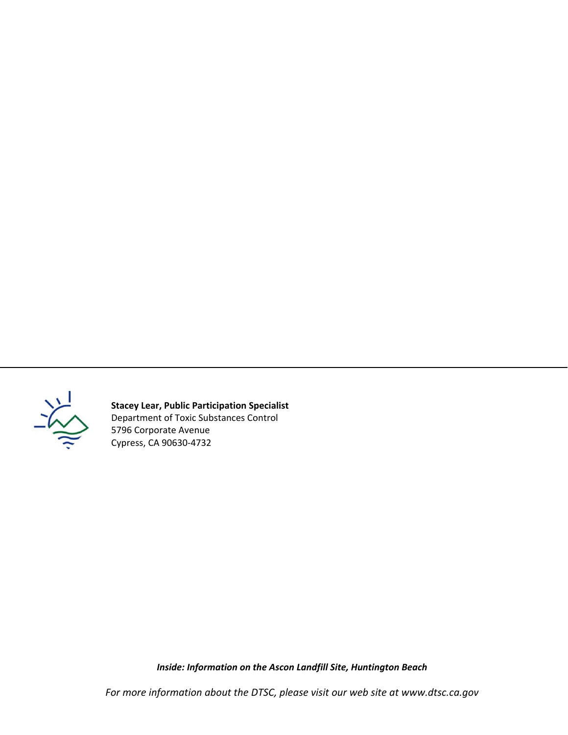**Stacey Lear, Public Participation Specialist**
Department of Toxic Substances Control
5796 Corporate Avenue
Cypress, CA 90630-4732

***Inside: Information on the Ascon Landfill Site, Huntington Beach***

*For more information about the DTSC, please visit our web site at www.dtsc.ca.gov*